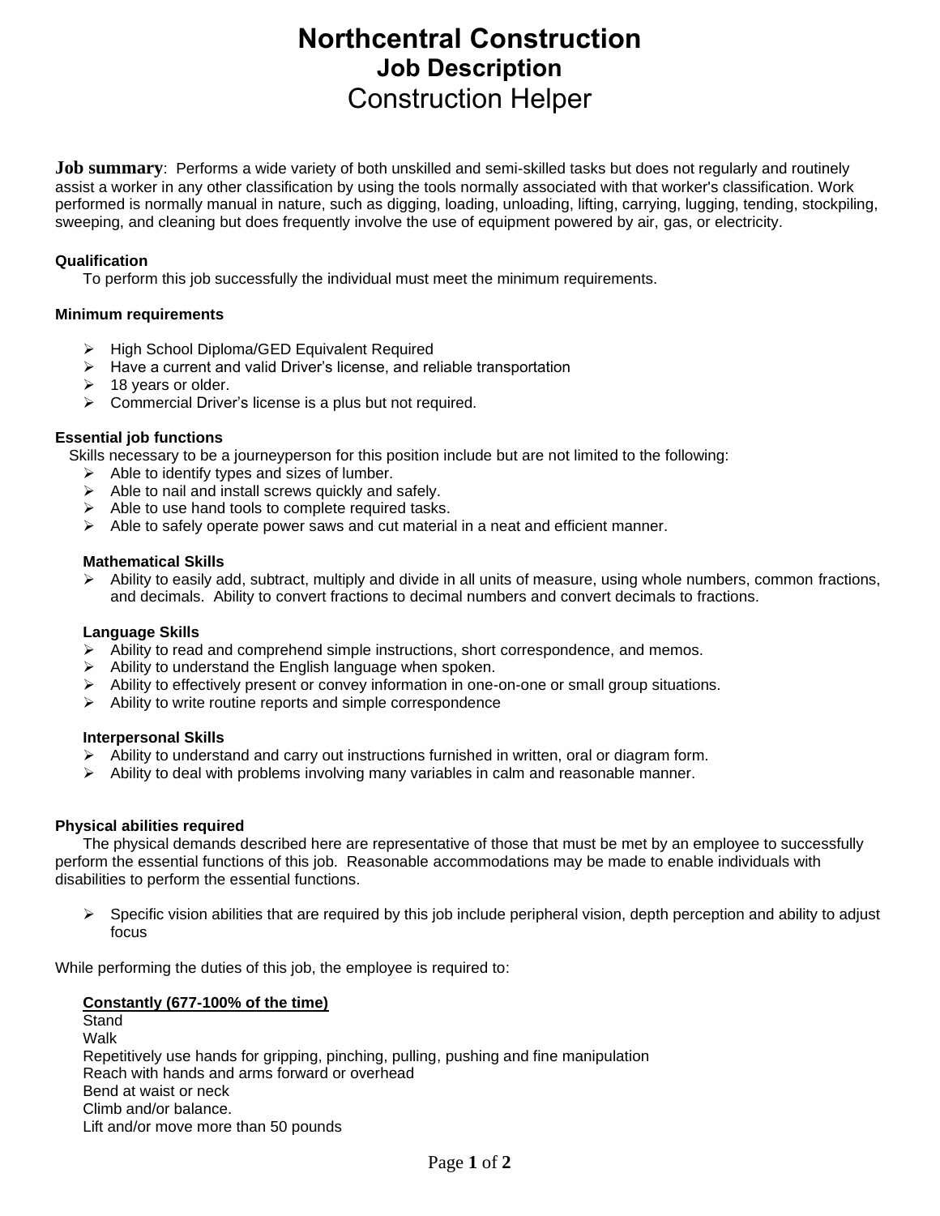# Northcentral Construction
## Job Description
## Construction Helper

**Job summary**: Performs a wide variety of both unskilled and semi-skilled tasks but does not regularly and routinely assist a worker in any other classification by using the tools normally associated with that worker's classification. Work performed is normally manual in nature, such as digging, loading, unloading, lifting, carrying, lugging, tending, stockpiling, sweeping, and cleaning but does frequently involve the use of equipment powered by air, gas, or electricity.

**Qualification**

To perform this job successfully the individual must meet the minimum requirements.

**Minimum requirements**

- High School Diploma/GED Equivalent Required
- Have a current and valid Driver's license, and reliable transportation
- 18 years or older.
- Commercial Driver's license is a plus but not required.

**Essential job functions**

Skills necessary to be a journeyperson for this position include but are not limited to the following:

- Able to identify types and sizes of lumber.
- Able to nail and install screws quickly and safely.
- Able to use hand tools to complete required tasks.
- Able to safely operate power saws and cut material in a neat and efficient manner.

**Mathematical Skills**

- Ability to easily add, subtract, multiply and divide in all units of measure, using whole numbers, common fractions, and decimals. Ability to convert fractions to decimal numbers and convert decimals to fractions.

**Language Skills**

- Ability to read and comprehend simple instructions, short correspondence, and memos.
- Ability to understand the English language when spoken.
- Ability to effectively present or convey information in one-on-one or small group situations.
- Ability to write routine reports and simple correspondence

**Interpersonal Skills**

- Ability to understand and carry out instructions furnished in written, oral or diagram form.
- Ability to deal with problems involving many variables in calm and reasonable manner.

**Physical abilities required**

The physical demands described here are representative of those that must be met by an employee to successfully perform the essential functions of this job. Reasonable accommodations may be made to enable individuals with disabilities to perform the essential functions.

- Specific vision abilities that are required by this job include peripheral vision, depth perception and ability to adjust focus

While performing the duties of this job, the employee is required to:

**<u>Constantly (677-100% of the time)</u>**

Stand
Walk
Repetitively use hands for gripping, pinching, pulling, pushing and fine manipulation
Reach with hands and arms forward or overhead
Bend at waist or neck
Climb and/or balance.
Lift and/or move more than 50 pounds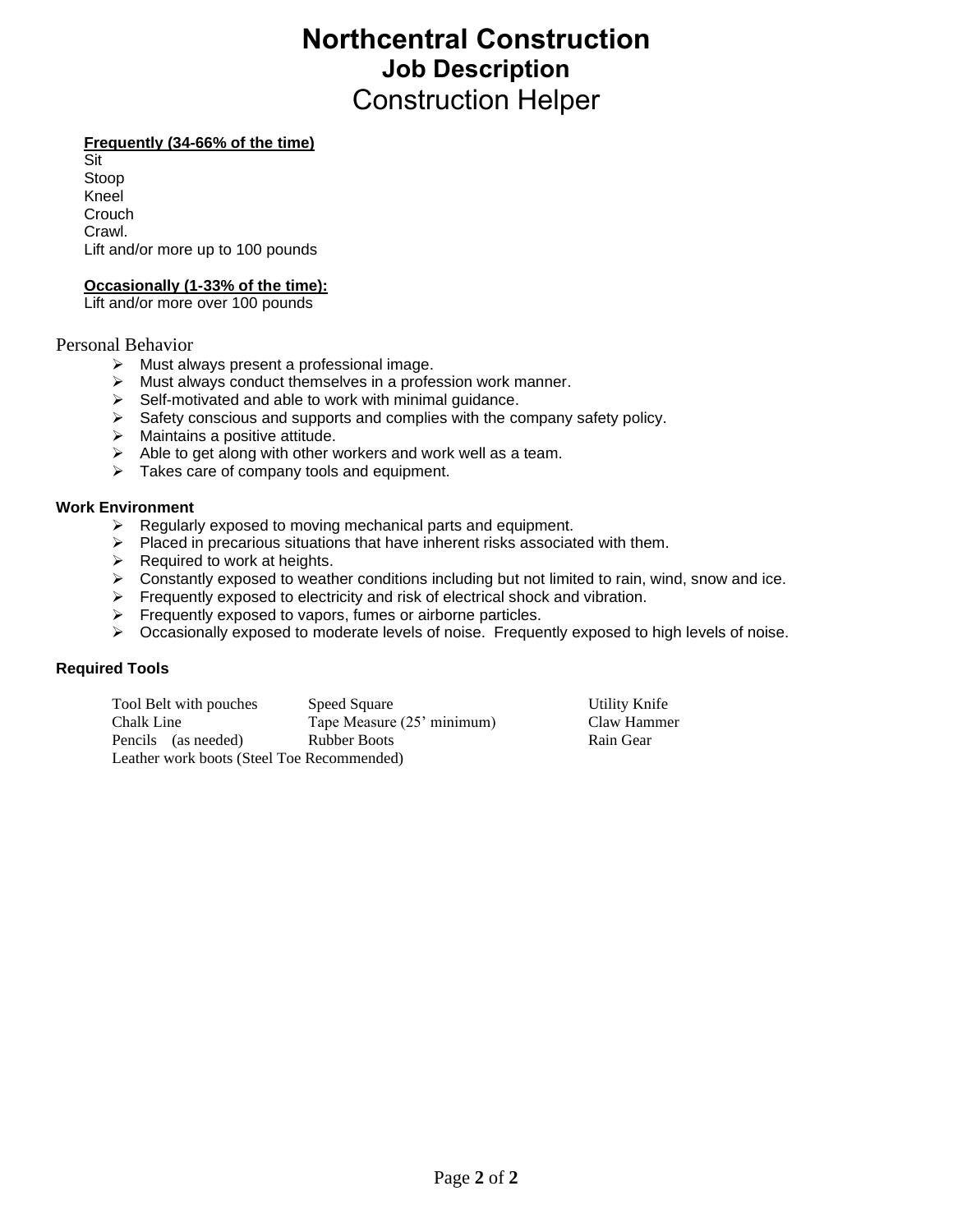# Northcentral Construction
## Job Description
## Construction Helper

**Frequently (34-66% of the time)**

Sit
Stoop
Kneel
Crouch
Crawl.
Lift and/or more up to 100 pounds

**Occasionally (1-33% of the time):**

Lift and/or more over 100 pounds

### Personal Behavior

- Must always present a professional image.
- Must always conduct themselves in a profession work manner.
- Self-motivated and able to work with minimal guidance.
- Safety conscious and supports and complies with the company safety policy.
- Maintains a positive attitude.
- Able to get along with other workers and work well as a team.
- Takes care of company tools and equipment.

### Work Environment

- Regularly exposed to moving mechanical parts and equipment.
- Placed in precarious situations that have inherent risks associated with them.
- Required to work at heights.
- Constantly exposed to weather conditions including but not limited to rain, wind, snow and ice.
- Frequently exposed to electricity and risk of electrical shock and vibration.
- Frequently exposed to vapors, fumes or airborne particles.
- Occasionally exposed to moderate levels of noise. Frequently exposed to high levels of noise.

### Required Tools

| | | |
|---|---|---|
| Tool Belt with pouches | Speed Square | Utility Knife |
| Chalk Line | Tape Measure (25' minimum) | Claw Hammer |
| Pencils (as needed) | Rubber Boots | Rain Gear |
| Leather work boots (Steel Toe Recommended) | | |